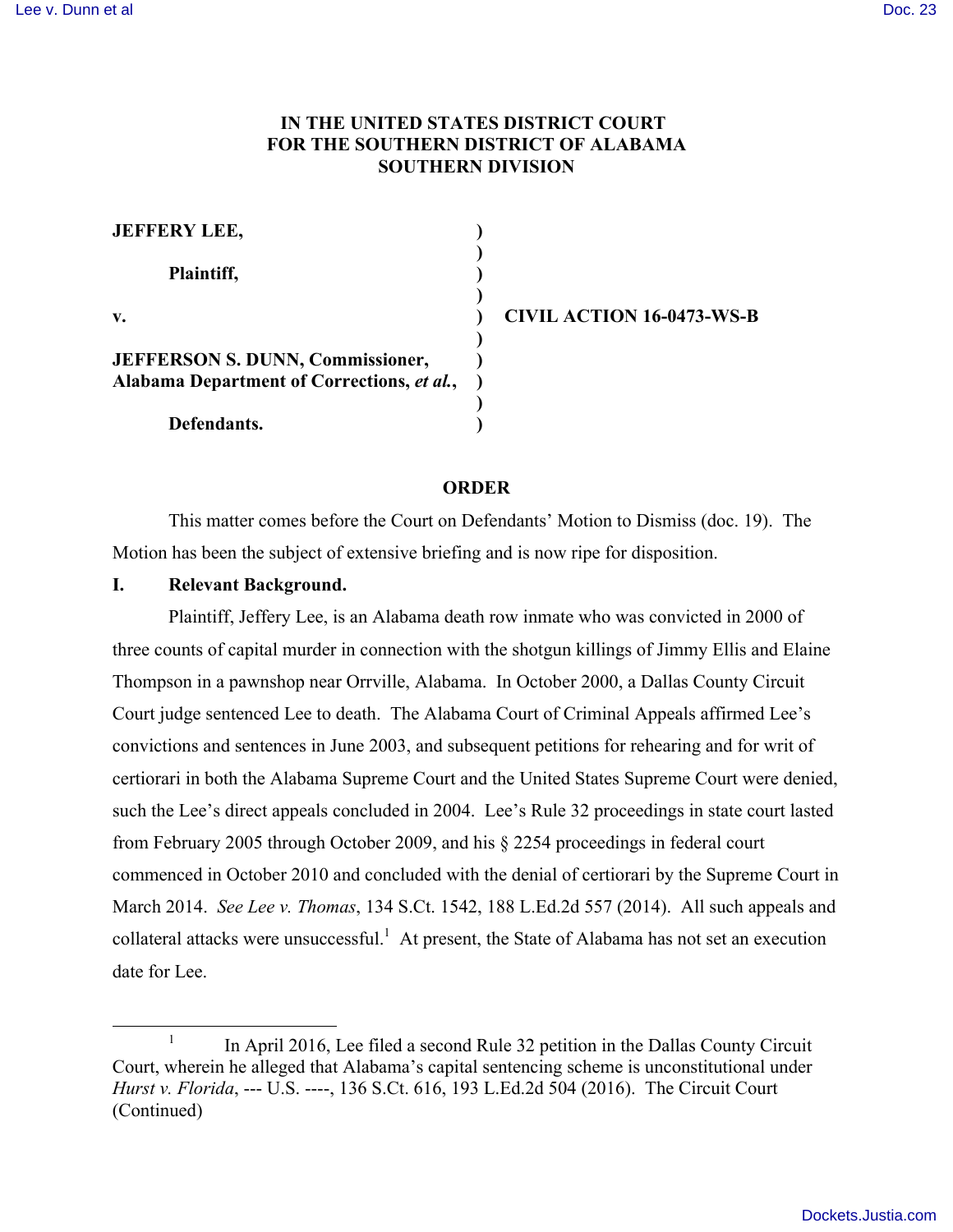**IN THE UNITED STATES DISTRICT COURT**
**FOR THE SOUTHERN DISTRICT OF ALABAMA**
**SOUTHERN DIVISION**

| | | |
|---|---|---|
| **JEFFERY LEE,** | ) | |
| | ) | |
| **Plaintiff,** | ) | |
| | ) | |
| **v.** | ) | **CIVIL ACTION 16-0473-WS-B** |
| | ) | |
| **JEFFERSON S. DUNN, Commissioner, Alabama Department of Corrections, *et al.*,** | ) | |
| | ) | |
| **Defendants.** | ) | |

**ORDER**

This matter comes before the Court on Defendants' Motion to Dismiss (doc. 19). The Motion has been the subject of extensive briefing and is now ripe for disposition.

**I. Relevant Background.**

Plaintiff, Jeffery Lee, is an Alabama death row inmate who was convicted in 2000 of three counts of capital murder in connection with the shotgun killings of Jimmy Ellis and Elaine Thompson in a pawnshop near Orrville, Alabama. In October 2000, a Dallas County Circuit Court judge sentenced Lee to death. The Alabama Court of Criminal Appeals affirmed Lee's convictions and sentences in June 2003, and subsequent petitions for rehearing and for writ of certiorari in both the Alabama Supreme Court and the United States Supreme Court were denied, such the Lee's direct appeals concluded in 2004. Lee's Rule 32 proceedings in state court lasted from February 2005 through October 2009, and his § 2254 proceedings in federal court commenced in October 2010 and concluded with the denial of certiorari by the Supreme Court in March 2014. *See Lee v. Thomas*, 134 S.Ct. 1542, 188 L.Ed.2d 557 (2014). All such appeals and collateral attacks were unsuccessful.[1] At present, the State of Alabama has not set an execution date for Lee.

[1] In April 2016, Lee filed a second Rule 32 petition in the Dallas County Circuit Court, wherein he alleged that Alabama's capital sentencing scheme is unconstitutional under *Hurst v. Florida*, --- U.S. ----, 136 S.Ct. 616, 193 L.Ed.2d 504 (2016). The Circuit Court (Continued)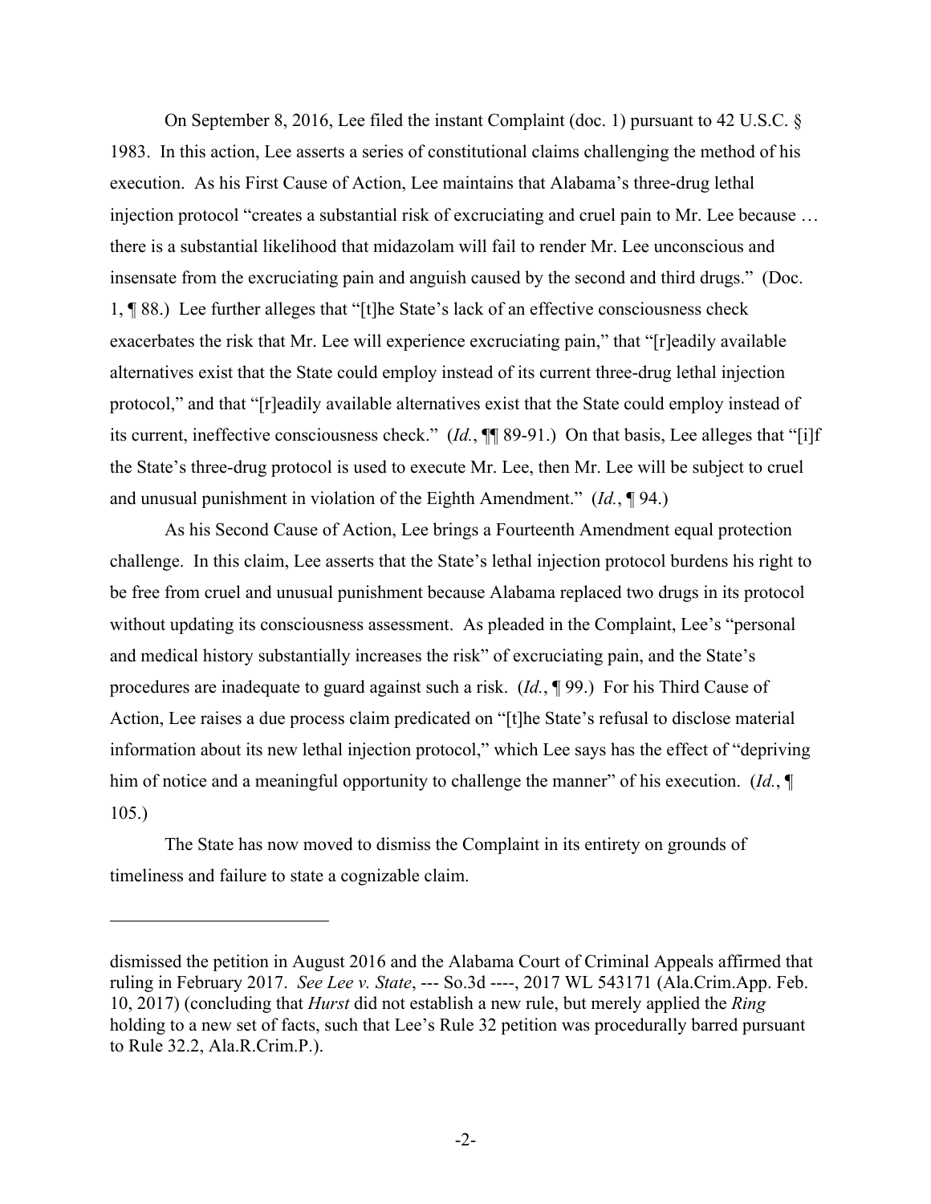On September 8, 2016, Lee filed the instant Complaint (doc. 1) pursuant to 42 U.S.C. § 1983. In this action, Lee asserts a series of constitutional claims challenging the method of his execution. As his First Cause of Action, Lee maintains that Alabama's three-drug lethal injection protocol "creates a substantial risk of excruciating and cruel pain to Mr. Lee because … there is a substantial likelihood that midazolam will fail to render Mr. Lee unconscious and insensate from the excruciating pain and anguish caused by the second and third drugs." (Doc. 1, ¶ 88.) Lee further alleges that "[t]he State's lack of an effective consciousness check exacerbates the risk that Mr. Lee will experience excruciating pain," that "[r]eadily available alternatives exist that the State could employ instead of its current three-drug lethal injection protocol," and that "[r]eadily available alternatives exist that the State could employ instead of its current, ineffective consciousness check." (*Id.*, ¶¶ 89-91.) On that basis, Lee alleges that "[i]f the State's three-drug protocol is used to execute Mr. Lee, then Mr. Lee will be subject to cruel and unusual punishment in violation of the Eighth Amendment." (*Id.*, ¶ 94.)

As his Second Cause of Action, Lee brings a Fourteenth Amendment equal protection challenge. In this claim, Lee asserts that the State's lethal injection protocol burdens his right to be free from cruel and unusual punishment because Alabama replaced two drugs in its protocol without updating its consciousness assessment. As pleaded in the Complaint, Lee's "personal and medical history substantially increases the risk" of excruciating pain, and the State's procedures are inadequate to guard against such a risk. (*Id.*, ¶ 99.) For his Third Cause of Action, Lee raises a due process claim predicated on "[t]he State's refusal to disclose material information about its new lethal injection protocol," which Lee says has the effect of "depriving him of notice and a meaningful opportunity to challenge the manner" of his execution. (*Id.*, ¶ 105.)

The State has now moved to dismiss the Complaint in its entirety on grounds of timeliness and failure to state a cognizable claim.

---

dismissed the petition in August 2016 and the Alabama Court of Criminal Appeals affirmed that ruling in February 2017. *See Lee v. State*, --- So.3d ----, 2017 WL 543171 (Ala.Crim.App. Feb. 10, 2017) (concluding that *Hurst* did not establish a new rule, but merely applied the *Ring* holding to a new set of facts, such that Lee's Rule 32 petition was procedurally barred pursuant to Rule 32.2, Ala.R.Crim.P.).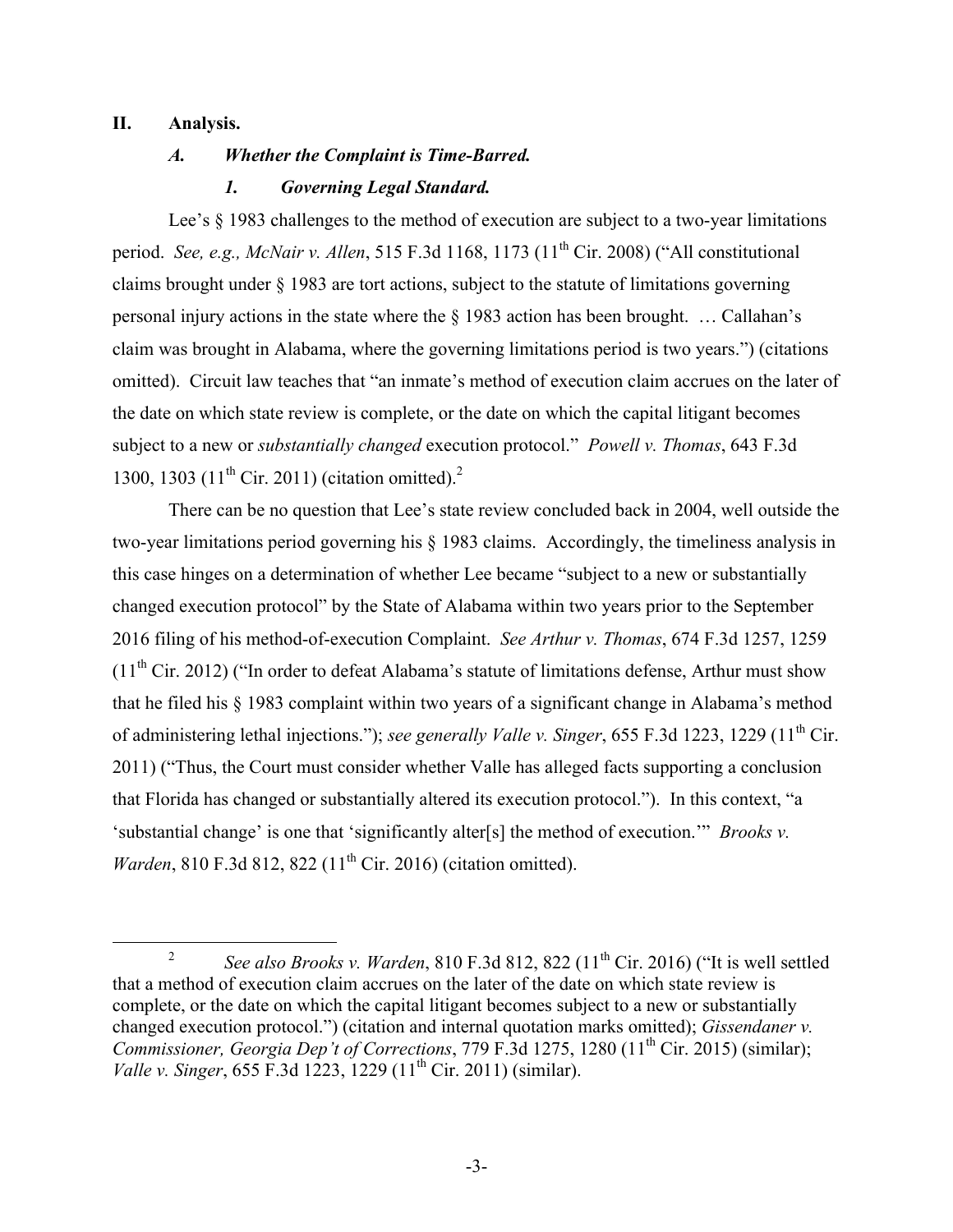## II. Analysis.

### *A. Whether the Complaint is Time-Barred.*

#### *1. Governing Legal Standard.*

Lee's § 1983 challenges to the method of execution are subject to a two-year limitations period. *See, e.g., McNair v. Allen*, 515 F.3d 1168, 1173 (11th Cir. 2008) ("All constitutional claims brought under § 1983 are tort actions, subject to the statute of limitations governing personal injury actions in the state where the § 1983 action has been brought. … Callahan's claim was brought in Alabama, where the governing limitations period is two years.") (citations omitted). Circuit law teaches that "an inmate's method of execution claim accrues on the later of the date on which state review is complete, or the date on which the capital litigant becomes subject to a new or *substantially changed* execution protocol." *Powell v. Thomas*, 643 F.3d 1300, 1303 (11th Cir. 2011) (citation omitted).[2]

There can be no question that Lee's state review concluded back in 2004, well outside the two-year limitations period governing his § 1983 claims. Accordingly, the timeliness analysis in this case hinges on a determination of whether Lee became "subject to a new or substantially changed execution protocol" by the State of Alabama within two years prior to the September 2016 filing of his method-of-execution Complaint. *See Arthur v. Thomas*, 674 F.3d 1257, 1259 (11th Cir. 2012) ("In order to defeat Alabama's statute of limitations defense, Arthur must show that he filed his § 1983 complaint within two years of a significant change in Alabama's method of administering lethal injections."); *see generally Valle v. Singer*, 655 F.3d 1223, 1229 (11th Cir. 2011) ("Thus, the Court must consider whether Valle has alleged facts supporting a conclusion that Florida has changed or substantially altered its execution protocol."). In this context, "a 'substantial change' is one that 'significantly alter[s] the method of execution.'" *Brooks v. Warden*, 810 F.3d 812, 822 (11th Cir. 2016) (citation omitted).

---

[2] *See also Brooks v. Warden*, 810 F.3d 812, 822 (11th Cir. 2016) ("It is well settled that a method of execution claim accrues on the later of the date on which state review is complete, or the date on which the capital litigant becomes subject to a new or substantially changed execution protocol.") (citation and internal quotation marks omitted); *Gissendaner v. Commissioner, Georgia Dep't of Corrections*, 779 F.3d 1275, 1280 (11th Cir. 2015) (similar); *Valle v. Singer*, 655 F.3d 1223, 1229 (11th Cir. 2011) (similar).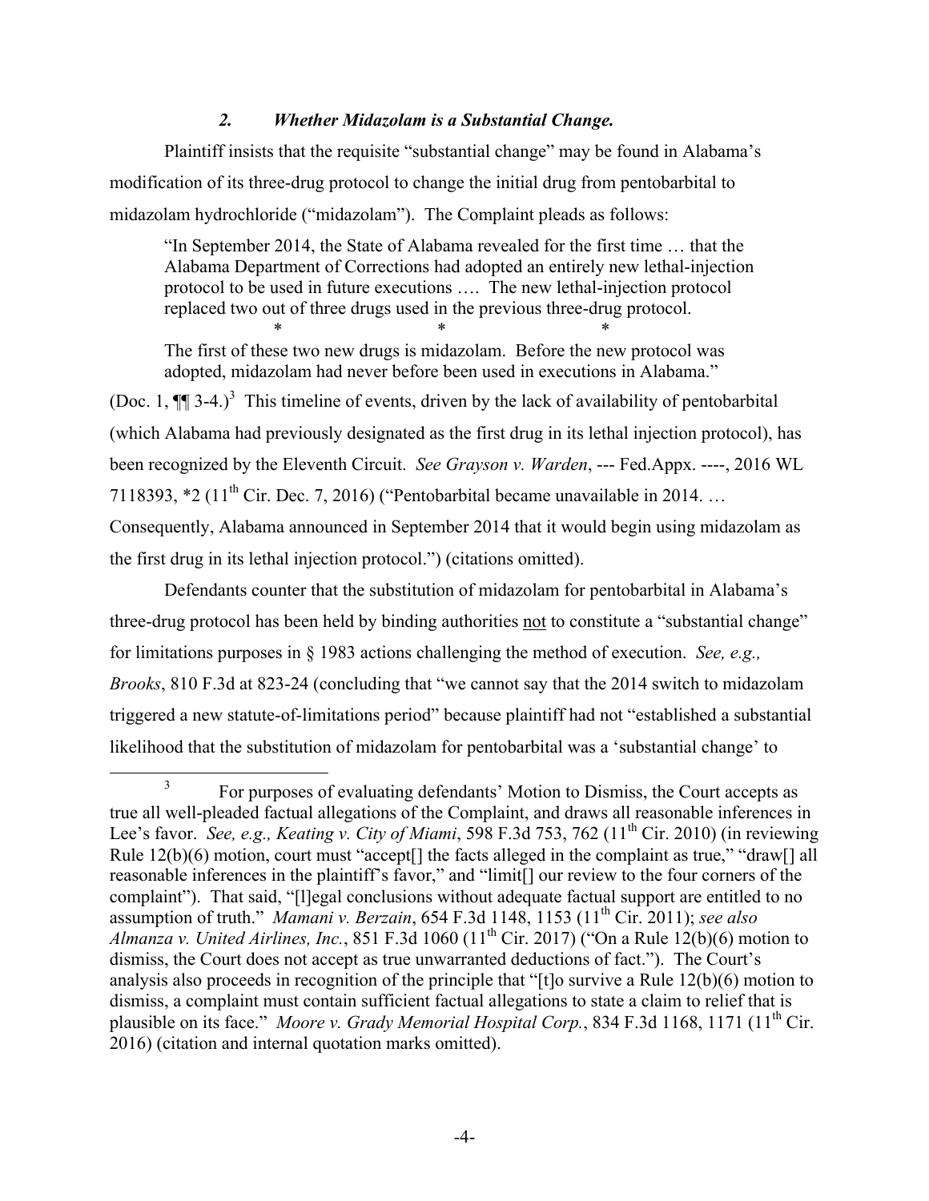### *2. Whether Midazolam is a Substantial Change.*

Plaintiff insists that the requisite "substantial change" may be found in Alabama's modification of its three-drug protocol to change the initial drug from pentobarbital to midazolam hydrochloride ("midazolam"). The Complaint pleads as follows:

> "In September 2014, the State of Alabama revealed for the first time … that the Alabama Department of Corrections had adopted an entirely new lethal-injection protocol to be used in future executions …. The new lethal-injection protocol replaced two out of three drugs used in the previous three-drug protocol.
>
> \*　　　　　\*　　　　　\*
>
> The first of these two new drugs is midazolam. Before the new protocol was adopted, midazolam had never before been used in executions in Alabama."

(Doc. 1, ¶¶ 3-4.)[3] This timeline of events, driven by the lack of availability of pentobarbital (which Alabama had previously designated as the first drug in its lethal injection protocol), has been recognized by the Eleventh Circuit. *See Grayson v. Warden*, --- Fed.Appx. ----, 2016 WL 7118393, \*2 (11th Cir. Dec. 7, 2016) ("Pentobarbital became unavailable in 2014. … Consequently, Alabama announced in September 2014 that it would begin using midazolam as the first drug in its lethal injection protocol.") (citations omitted).

Defendants counter that the substitution of midazolam for pentobarbital in Alabama's three-drug protocol has been held by binding authorities not to constitute a "substantial change" for limitations purposes in § 1983 actions challenging the method of execution. *See, e.g., Brooks*, 810 F.3d at 823-24 (concluding that "we cannot say that the 2014 switch to midazolam triggered a new statute-of-limitations period" because plaintiff had not "established a substantial likelihood that the substitution of midazolam for pentobarbital was a 'substantial change' to

---

[3] For purposes of evaluating defendants' Motion to Dismiss, the Court accepts as true all well-pleaded factual allegations of the Complaint, and draws all reasonable inferences in Lee's favor. *See, e.g., Keating v. City of Miami*, 598 F.3d 753, 762 (11th Cir. 2010) (in reviewing Rule 12(b)(6) motion, court must "accept[] the facts alleged in the complaint as true," "draw[] all reasonable inferences in the plaintiff's favor," and "limit[] our review to the four corners of the complaint"). That said, "[l]egal conclusions without adequate factual support are entitled to no assumption of truth." *Mamani v. Berzain*, 654 F.3d 1148, 1153 (11th Cir. 2011); *see also Almanza v. United Airlines, Inc.*, 851 F.3d 1060 (11th Cir. 2017) ("On a Rule 12(b)(6) motion to dismiss, the Court does not accept as true unwarranted deductions of fact."). The Court's analysis also proceeds in recognition of the principle that "[t]o survive a Rule 12(b)(6) motion to dismiss, a complaint must contain sufficient factual allegations to state a claim to relief that is plausible on its face." *Moore v. Grady Memorial Hospital Corp.*, 834 F.3d 1168, 1171 (11th Cir. 2016) (citation and internal quotation marks omitted).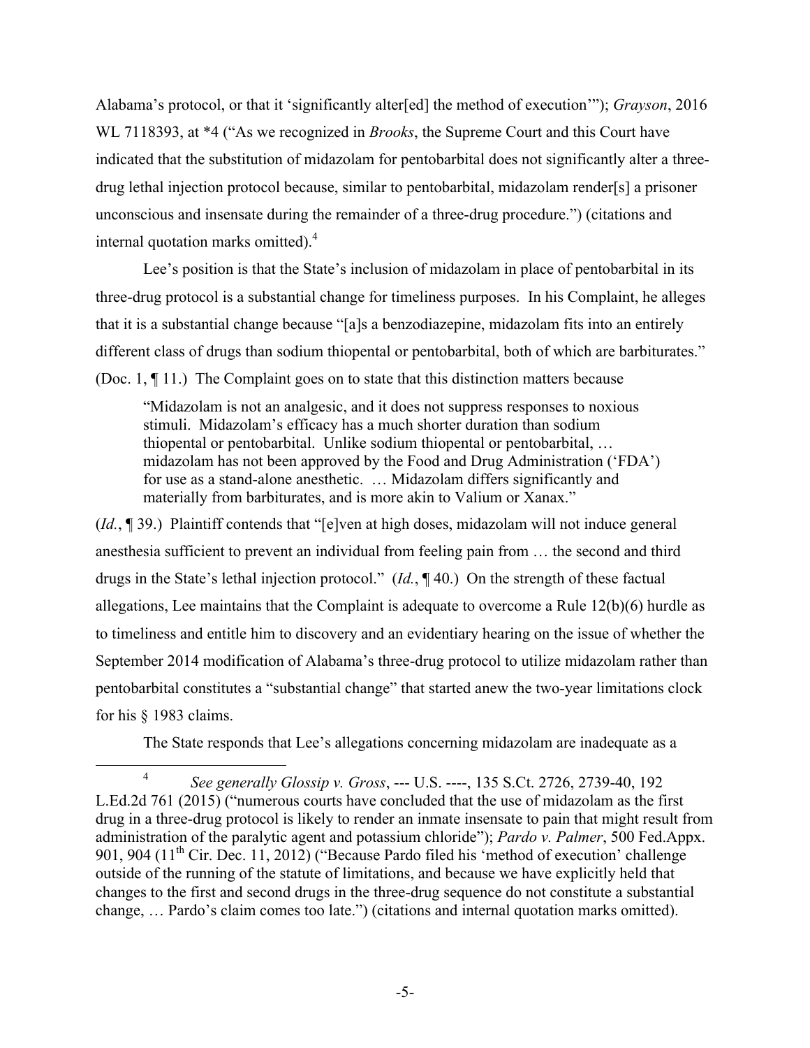Alabama's protocol, or that it 'significantly alter[ed] the method of execution'"); *Grayson*, 2016 WL 7118393, at *4 ("As we recognized in *Brooks*, the Supreme Court and this Court have indicated that the substitution of midazolam for pentobarbital does not significantly alter a three-drug lethal injection protocol because, similar to pentobarbital, midazolam render[s] a prisoner unconscious and insensate during the remainder of a three-drug procedure.") (citations and internal quotation marks omitted).[4]

Lee's position is that the State's inclusion of midazolam in place of pentobarbital in its three-drug protocol is a substantial change for timeliness purposes. In his Complaint, he alleges that it is a substantial change because "[a]s a benzodiazepine, midazolam fits into an entirely different class of drugs than sodium thiopental or pentobarbital, both of which are barbiturates." (Doc. 1, ¶ 11.) The Complaint goes on to state that this distinction matters because

> "Midazolam is not an analgesic, and it does not suppress responses to noxious stimuli. Midazolam's efficacy has a much shorter duration than sodium thiopental or pentobarbital. Unlike sodium thiopental or pentobarbital, … midazolam has not been approved by the Food and Drug Administration ('FDA') for use as a stand-alone anesthetic. … Midazolam differs significantly and materially from barbiturates, and is more akin to Valium or Xanax."

(*Id.*, ¶ 39.) Plaintiff contends that "[e]ven at high doses, midazolam will not induce general anesthesia sufficient to prevent an individual from feeling pain from … the second and third drugs in the State's lethal injection protocol." (*Id.*, ¶ 40.) On the strength of these factual allegations, Lee maintains that the Complaint is adequate to overcome a Rule 12(b)(6) hurdle as to timeliness and entitle him to discovery and an evidentiary hearing on the issue of whether the September 2014 modification of Alabama's three-drug protocol to utilize midazolam rather than pentobarbital constitutes a "substantial change" that started anew the two-year limitations clock for his § 1983 claims.

The State responds that Lee's allegations concerning midazolam are inadequate as a

---

[4] *See generally Glossip v. Gross*, --- U.S. ----, 135 S.Ct. 2726, 2739-40, 192 L.Ed.2d 761 (2015) ("numerous courts have concluded that the use of midazolam as the first drug in a three-drug protocol is likely to render an inmate insensate to pain that might result from administration of the paralytic agent and potassium chloride"); *Pardo v. Palmer*, 500 Fed.Appx. 901, 904 (11th Cir. Dec. 11, 2012) ("Because Pardo filed his 'method of execution' challenge outside of the running of the statute of limitations, and because we have explicitly held that changes to the first and second drugs in the three-drug sequence do not constitute a substantial change, … Pardo's claim comes too late.") (citations and internal quotation marks omitted).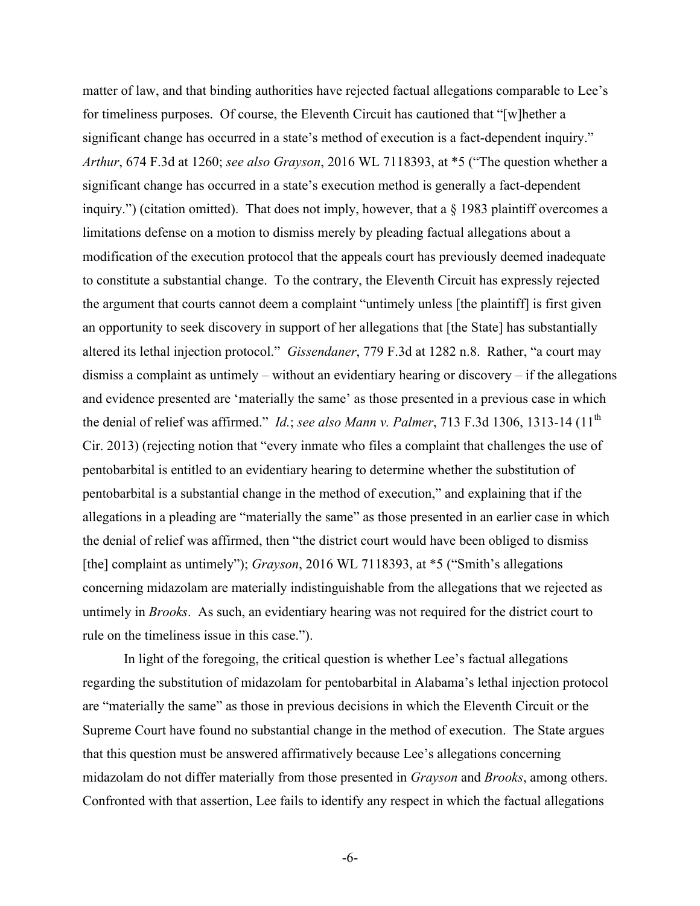matter of law, and that binding authorities have rejected factual allegations comparable to Lee's for timeliness purposes. Of course, the Eleventh Circuit has cautioned that "[w]hether a significant change has occurred in a state's method of execution is a fact-dependent inquiry." *Arthur*, 674 F.3d at 1260; *see also Grayson*, 2016 WL 7118393, at *5 ("The question whether a significant change has occurred in a state's execution method is generally a fact-dependent inquiry.") (citation omitted). That does not imply, however, that a § 1983 plaintiff overcomes a limitations defense on a motion to dismiss merely by pleading factual allegations about a modification of the execution protocol that the appeals court has previously deemed inadequate to constitute a substantial change. To the contrary, the Eleventh Circuit has expressly rejected the argument that courts cannot deem a complaint "untimely unless [the plaintiff] is first given an opportunity to seek discovery in support of her allegations that [the State] has substantially altered its lethal injection protocol." *Gissendaner*, 779 F.3d at 1282 n.8. Rather, "a court may dismiss a complaint as untimely – without an evidentiary hearing or discovery – if the allegations and evidence presented are 'materially the same' as those presented in a previous case in which the denial of relief was affirmed." *Id.*; *see also Mann v. Palmer*, 713 F.3d 1306, 1313-14 (11th Cir. 2013) (rejecting notion that "every inmate who files a complaint that challenges the use of pentobarbital is entitled to an evidentiary hearing to determine whether the substitution of pentobarbital is a substantial change in the method of execution," and explaining that if the allegations in a pleading are "materially the same" as those presented in an earlier case in which the denial of relief was affirmed, then "the district court would have been obliged to dismiss [the] complaint as untimely"); *Grayson*, 2016 WL 7118393, at *5 ("Smith's allegations concerning midazolam are materially indistinguishable from the allegations that we rejected as untimely in *Brooks*. As such, an evidentiary hearing was not required for the district court to rule on the timeliness issue in this case.").

In light of the foregoing, the critical question is whether Lee's factual allegations regarding the substitution of midazolam for pentobarbital in Alabama's lethal injection protocol are "materially the same" as those in previous decisions in which the Eleventh Circuit or the Supreme Court have found no substantial change in the method of execution. The State argues that this question must be answered affirmatively because Lee's allegations concerning midazolam do not differ materially from those presented in *Grayson* and *Brooks*, among others. Confronted with that assertion, Lee fails to identify any respect in which the factual allegations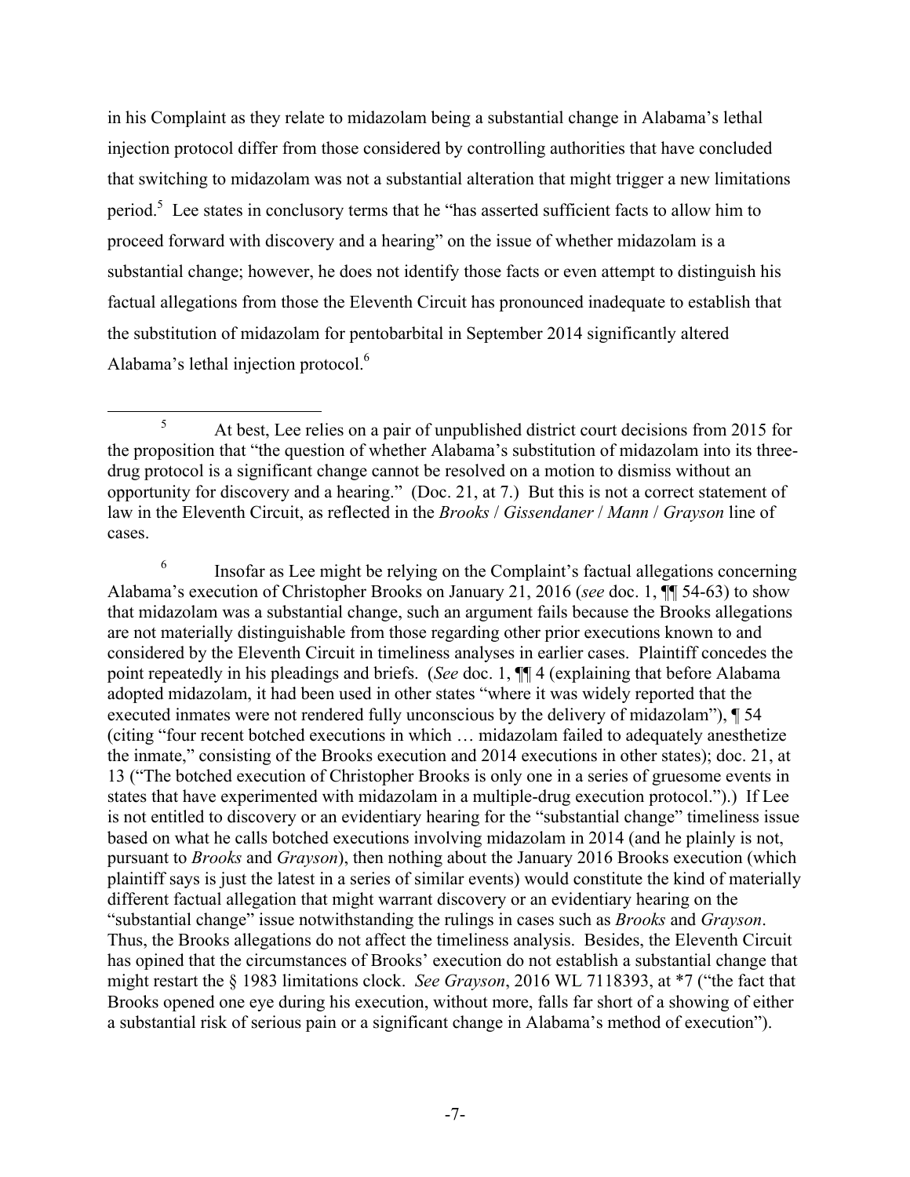in his Complaint as they relate to midazolam being a substantial change in Alabama's lethal injection protocol differ from those considered by controlling authorities that have concluded that switching to midazolam was not a substantial alteration that might trigger a new limitations period.[5] Lee states in conclusory terms that he "has asserted sufficient facts to allow him to proceed forward with discovery and a hearing" on the issue of whether midazolam is a substantial change; however, he does not identify those facts or even attempt to distinguish his factual allegations from those the Eleventh Circuit has pronounced inadequate to establish that the substitution of midazolam for pentobarbital in September 2014 significantly altered Alabama's lethal injection protocol.[6]

---

[5] At best, Lee relies on a pair of unpublished district court decisions from 2015 for the proposition that "the question of whether Alabama's substitution of midazolam into its three-drug protocol is a significant change cannot be resolved on a motion to dismiss without an opportunity for discovery and a hearing." (Doc. 21, at 7.) But this is not a correct statement of law in the Eleventh Circuit, as reflected in the *Brooks* / *Gissendaner* / *Mann* / *Grayson* line of cases.

[6] Insofar as Lee might be relying on the Complaint's factual allegations concerning Alabama's execution of Christopher Brooks on January 21, 2016 (*see* doc. 1, ¶¶ 54-63) to show that midazolam was a substantial change, such an argument fails because the Brooks allegations are not materially distinguishable from those regarding other prior executions known to and considered by the Eleventh Circuit in timeliness analyses in earlier cases. Plaintiff concedes the point repeatedly in his pleadings and briefs. (*See* doc. 1, ¶¶ 4 (explaining that before Alabama adopted midazolam, it had been used in other states "where it was widely reported that the executed inmates were not rendered fully unconscious by the delivery of midazolam"), ¶ 54 (citing "four recent botched executions in which … midazolam failed to adequately anesthetize the inmate," consisting of the Brooks execution and 2014 executions in other states); doc. 21, at 13 ("The botched execution of Christopher Brooks is only one in a series of gruesome events in states that have experimented with midazolam in a multiple-drug execution protocol.").) If Lee is not entitled to discovery or an evidentiary hearing for the "substantial change" timeliness issue based on what he calls botched executions involving midazolam in 2014 (and he plainly is not, pursuant to *Brooks* and *Grayson*), then nothing about the January 2016 Brooks execution (which plaintiff says is just the latest in a series of similar events) would constitute the kind of materially different factual allegation that might warrant discovery or an evidentiary hearing on the "substantial change" issue notwithstanding the rulings in cases such as *Brooks* and *Grayson*. Thus, the Brooks allegations do not affect the timeliness analysis. Besides, the Eleventh Circuit has opined that the circumstances of Brooks' execution do not establish a substantial change that might restart the § 1983 limitations clock. *See Grayson*, 2016 WL 7118393, at *7 ("the fact that Brooks opened one eye during his execution, without more, falls far short of a showing of either a substantial risk of serious pain or a significant change in Alabama's method of execution").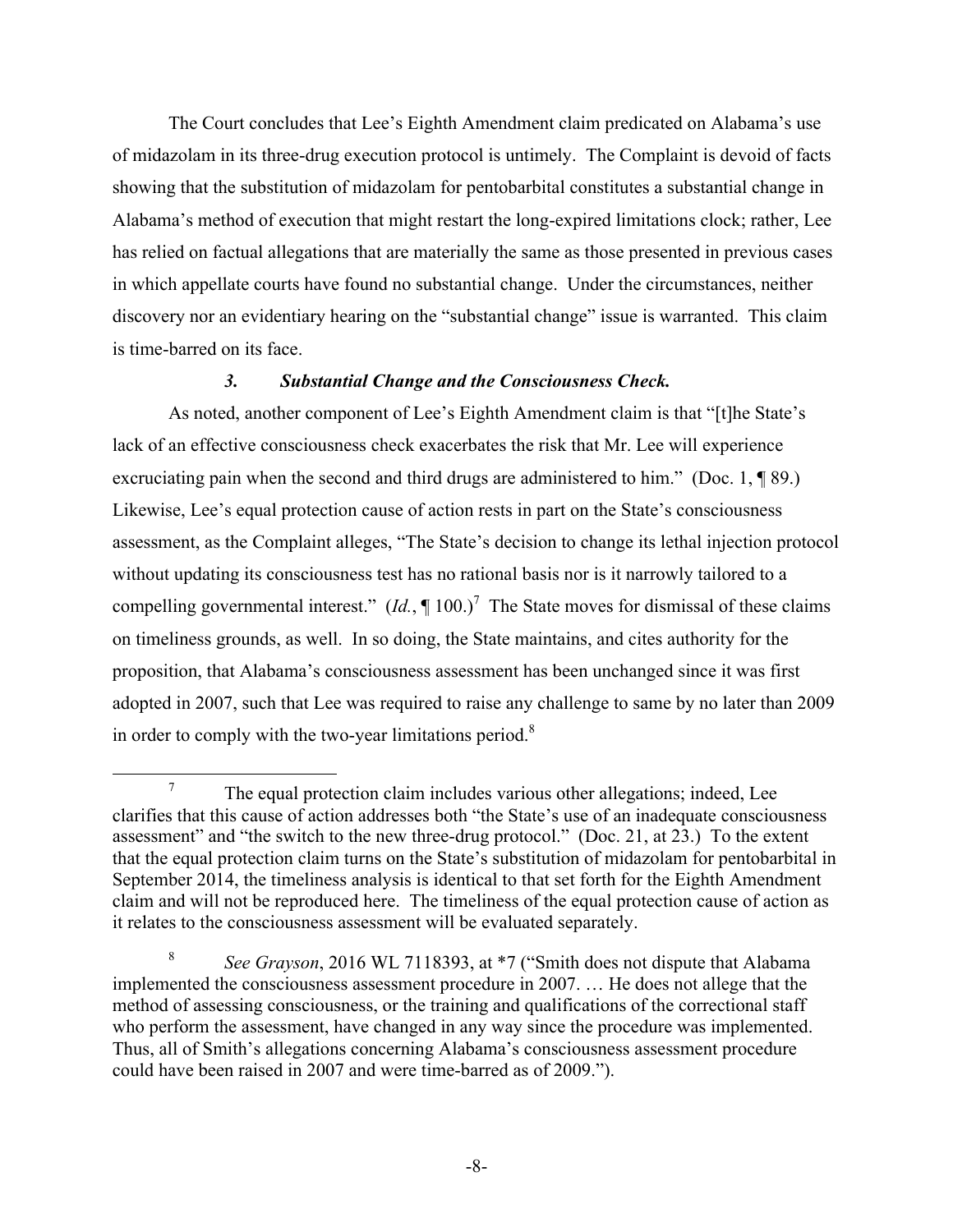The Court concludes that Lee's Eighth Amendment claim predicated on Alabama's use of midazolam in its three-drug execution protocol is untimely. The Complaint is devoid of facts showing that the substitution of midazolam for pentobarbital constitutes a substantial change in Alabama's method of execution that might restart the long-expired limitations clock; rather, Lee has relied on factual allegations that are materially the same as those presented in previous cases in which appellate courts have found no substantial change. Under the circumstances, neither discovery nor an evidentiary hearing on the "substantial change" issue is warranted. This claim is time-barred on its face.

### *3. Substantial Change and the Consciousness Check.*

As noted, another component of Lee's Eighth Amendment claim is that "[t]he State's lack of an effective consciousness check exacerbates the risk that Mr. Lee will experience excruciating pain when the second and third drugs are administered to him." (Doc. 1, ¶ 89.) Likewise, Lee's equal protection cause of action rests in part on the State's consciousness assessment, as the Complaint alleges, "The State's decision to change its lethal injection protocol without updating its consciousness test has no rational basis nor is it narrowly tailored to a compelling governmental interest." (*Id.*, ¶ 100.)[7] The State moves for dismissal of these claims on timeliness grounds, as well. In so doing, the State maintains, and cites authority for the proposition, that Alabama's consciousness assessment has been unchanged since it was first adopted in 2007, such that Lee was required to raise any challenge to same by no later than 2009 in order to comply with the two-year limitations period.[8]

---

[7] The equal protection claim includes various other allegations; indeed, Lee clarifies that this cause of action addresses both "the State's use of an inadequate consciousness assessment" and "the switch to the new three-drug protocol." (Doc. 21, at 23.) To the extent that the equal protection claim turns on the State's substitution of midazolam for pentobarbital in September 2014, the timeliness analysis is identical to that set forth for the Eighth Amendment claim and will not be reproduced here. The timeliness of the equal protection cause of action as it relates to the consciousness assessment will be evaluated separately.

[8] *See Grayson*, 2016 WL 7118393, at *7 ("Smith does not dispute that Alabama implemented the consciousness assessment procedure in 2007. … He does not allege that the method of assessing consciousness, or the training and qualifications of the correctional staff who perform the assessment, have changed in any way since the procedure was implemented. Thus, all of Smith's allegations concerning Alabama's consciousness assessment procedure could have been raised in 2007 and were time-barred as of 2009.").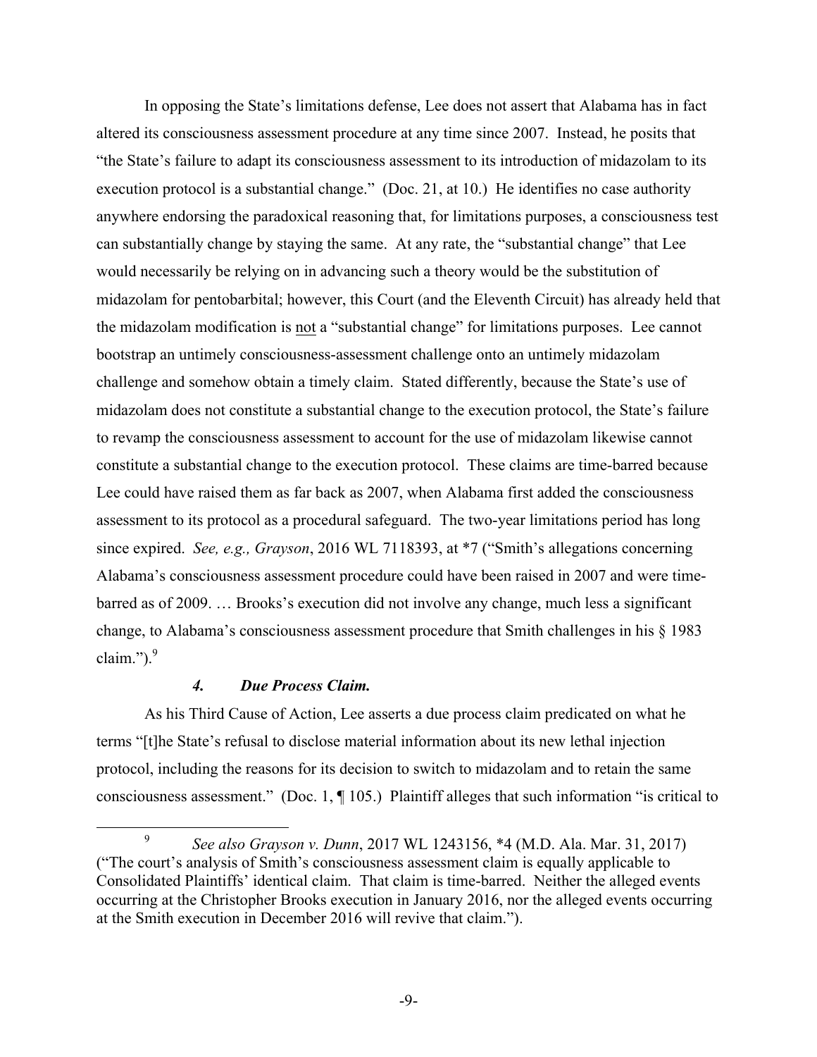In opposing the State's limitations defense, Lee does not assert that Alabama has in fact altered its consciousness assessment procedure at any time since 2007. Instead, he posits that "the State's failure to adapt its consciousness assessment to its introduction of midazolam to its execution protocol is a substantial change." (Doc. 21, at 10.) He identifies no case authority anywhere endorsing the paradoxical reasoning that, for limitations purposes, a consciousness test can substantially change by staying the same. At any rate, the "substantial change" that Lee would necessarily be relying on in advancing such a theory would be the substitution of midazolam for pentobarbital; however, this Court (and the Eleventh Circuit) has already held that the midazolam modification is <u>not</u> a "substantial change" for limitations purposes. Lee cannot bootstrap an untimely consciousness-assessment challenge onto an untimely midazolam challenge and somehow obtain a timely claim. Stated differently, because the State's use of midazolam does not constitute a substantial change to the execution protocol, the State's failure to revamp the consciousness assessment to account for the use of midazolam likewise cannot constitute a substantial change to the execution protocol. These claims are time-barred because Lee could have raised them as far back as 2007, when Alabama first added the consciousness assessment to its protocol as a procedural safeguard. The two-year limitations period has long since expired. *See, e.g., Grayson*, 2016 WL 7118393, at *7 ("Smith's allegations concerning Alabama's consciousness assessment procedure could have been raised in 2007 and were time-barred as of 2009. … Brooks's execution did not involve any change, much less a significant change, to Alabama's consciousness assessment procedure that Smith challenges in his § 1983 claim.").[9]

#### *4. Due Process Claim.*

As his Third Cause of Action, Lee asserts a due process claim predicated on what he terms "[t]he State's refusal to disclose material information about its new lethal injection protocol, including the reasons for its decision to switch to midazolam and to retain the same consciousness assessment." (Doc. 1, ¶ 105.) Plaintiff alleges that such information "is critical to

---

[9] *See also Grayson v. Dunn*, 2017 WL 1243156, *4 (M.D. Ala. Mar. 31, 2017) ("The court's analysis of Smith's consciousness assessment claim is equally applicable to Consolidated Plaintiffs' identical claim. That claim is time-barred. Neither the alleged events occurring at the Christopher Brooks execution in January 2016, nor the alleged events occurring at the Smith execution in December 2016 will revive that claim.").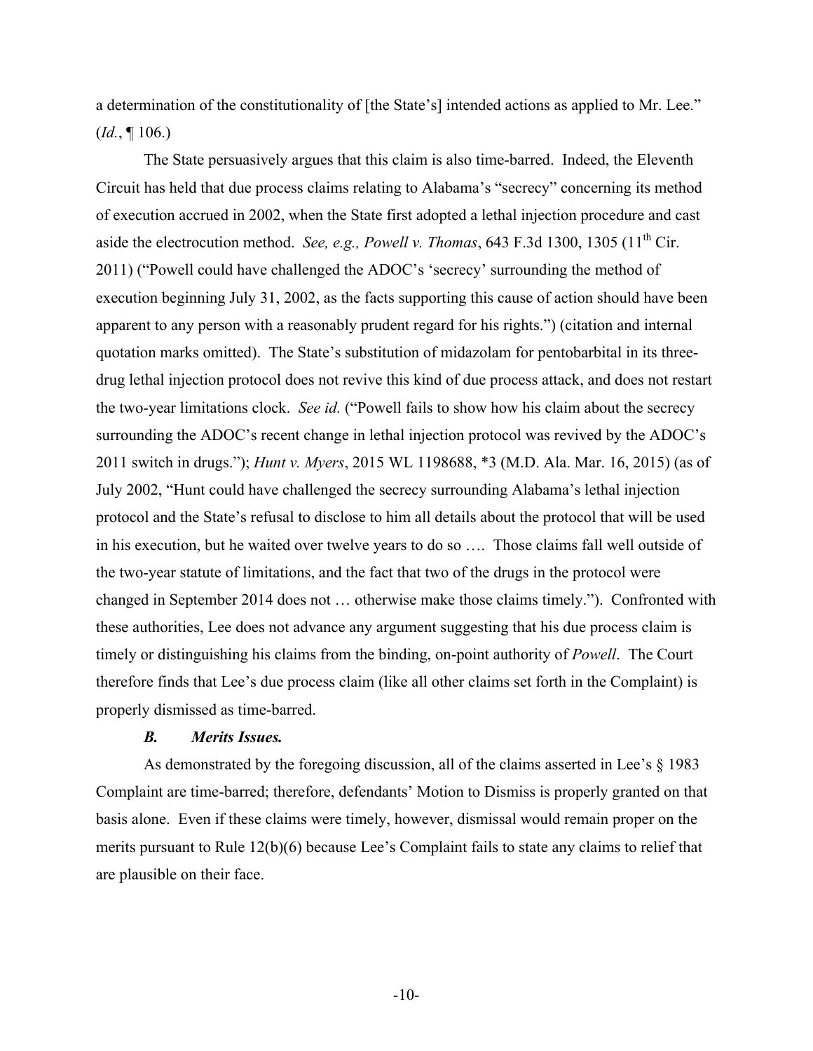a determination of the constitutionality of [the State's] intended actions as applied to Mr. Lee." (*Id.*, ¶ 106.)

The State persuasively argues that this claim is also time-barred. Indeed, the Eleventh Circuit has held that due process claims relating to Alabama's "secrecy" concerning its method of execution accrued in 2002, when the State first adopted a lethal injection procedure and cast aside the electrocution method. *See, e.g., Powell v. Thomas*, 643 F.3d 1300, 1305 (11th Cir. 2011) ("Powell could have challenged the ADOC's 'secrecy' surrounding the method of execution beginning July 31, 2002, as the facts supporting this cause of action should have been apparent to any person with a reasonably prudent regard for his rights.") (citation and internal quotation marks omitted). The State's substitution of midazolam for pentobarbital in its three-drug lethal injection protocol does not revive this kind of due process attack, and does not restart the two-year limitations clock. *See id.* ("Powell fails to show how his claim about the secrecy surrounding the ADOC's recent change in lethal injection protocol was revived by the ADOC's 2011 switch in drugs."); *Hunt v. Myers*, 2015 WL 1198688, *3 (M.D. Ala. Mar. 16, 2015) (as of July 2002, "Hunt could have challenged the secrecy surrounding Alabama's lethal injection protocol and the State's refusal to disclose to him all details about the protocol that will be used in his execution, but he waited over twelve years to do so …. Those claims fall well outside of the two-year statute of limitations, and the fact that two of the drugs in the protocol were changed in September 2014 does not … otherwise make those claims timely."). Confronted with these authorities, Lee does not advance any argument suggesting that his due process claim is timely or distinguishing his claims from the binding, on-point authority of *Powell*. The Court therefore finds that Lee's due process claim (like all other claims set forth in the Complaint) is properly dismissed as time-barred.

### *B. Merits Issues.*

As demonstrated by the foregoing discussion, all of the claims asserted in Lee's § 1983 Complaint are time-barred; therefore, defendants' Motion to Dismiss is properly granted on that basis alone. Even if these claims were timely, however, dismissal would remain proper on the merits pursuant to Rule 12(b)(6) because Lee's Complaint fails to state any claims to relief that are plausible on their face.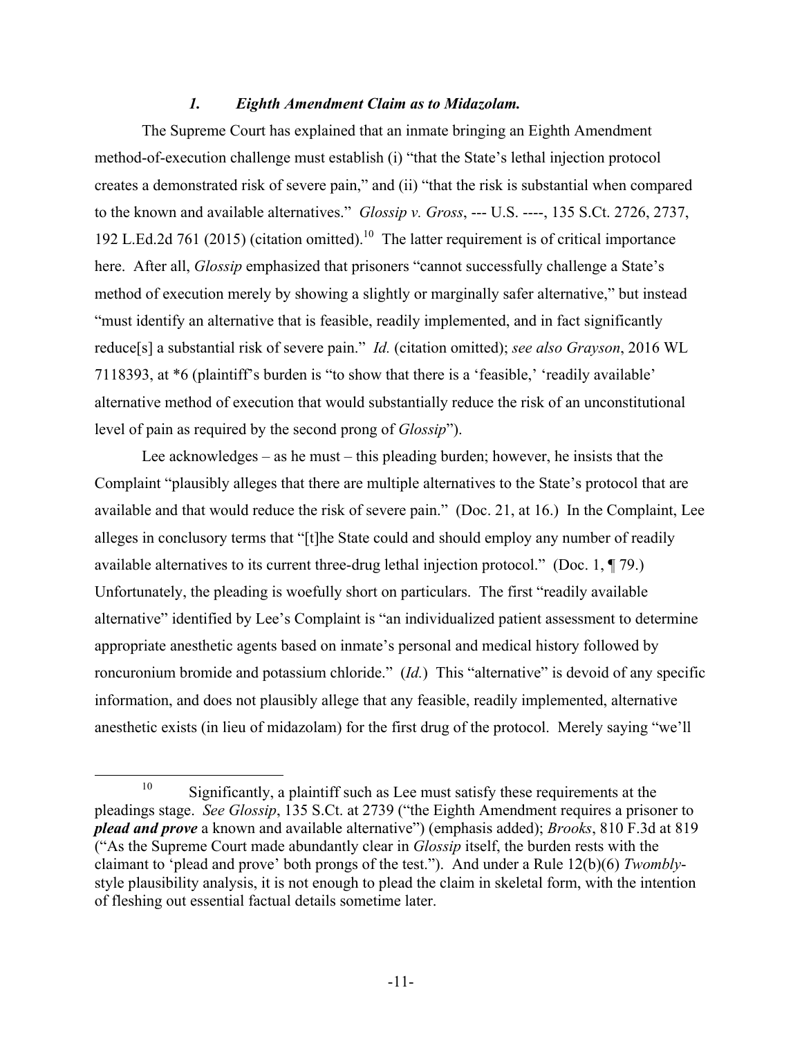### *1. Eighth Amendment Claim as to Midazolam.*

The Supreme Court has explained that an inmate bringing an Eighth Amendment method-of-execution challenge must establish (i) "that the State's lethal injection protocol creates a demonstrated risk of severe pain," and (ii) "that the risk is substantial when compared to the known and available alternatives." *Glossip v. Gross*, --- U.S. ----, 135 S.Ct. 2726, 2737, 192 L.Ed.2d 761 (2015) (citation omitted).[10] The latter requirement is of critical importance here. After all, *Glossip* emphasized that prisoners "cannot successfully challenge a State's method of execution merely by showing a slightly or marginally safer alternative," but instead "must identify an alternative that is feasible, readily implemented, and in fact significantly reduce[s] a substantial risk of severe pain." *Id.* (citation omitted); *see also Grayson*, 2016 WL 7118393, at *6 (plaintiff's burden is "to show that there is a 'feasible,' 'readily available' alternative method of execution that would substantially reduce the risk of an unconstitutional level of pain as required by the second prong of *Glossip*").

Lee acknowledges – as he must – this pleading burden; however, he insists that the Complaint "plausibly alleges that there are multiple alternatives to the State's protocol that are available and that would reduce the risk of severe pain." (Doc. 21, at 16.) In the Complaint, Lee alleges in conclusory terms that "[t]he State could and should employ any number of readily available alternatives to its current three-drug lethal injection protocol." (Doc. 1, ¶ 79.) Unfortunately, the pleading is woefully short on particulars. The first "readily available alternative" identified by Lee's Complaint is "an individualized patient assessment to determine appropriate anesthetic agents based on inmate's personal and medical history followed by roncuronium bromide and potassium chloride." (*Id.*) This "alternative" is devoid of any specific information, and does not plausibly allege that any feasible, readily implemented, alternative anesthetic exists (in lieu of midazolam) for the first drug of the protocol. Merely saying "we'll

---

[10] Significantly, a plaintiff such as Lee must satisfy these requirements at the pleadings stage. *See Glossip*, 135 S.Ct. at 2739 ("the Eighth Amendment requires a prisoner to ***plead and prove*** a known and available alternative") (emphasis added); *Brooks*, 810 F.3d at 819 ("As the Supreme Court made abundantly clear in *Glossip* itself, the burden rests with the claimant to 'plead and prove' both prongs of the test."). And under a Rule 12(b)(6) *Twombly*-style plausibility analysis, it is not enough to plead the claim in skeletal form, with the intention of fleshing out essential factual details sometime later.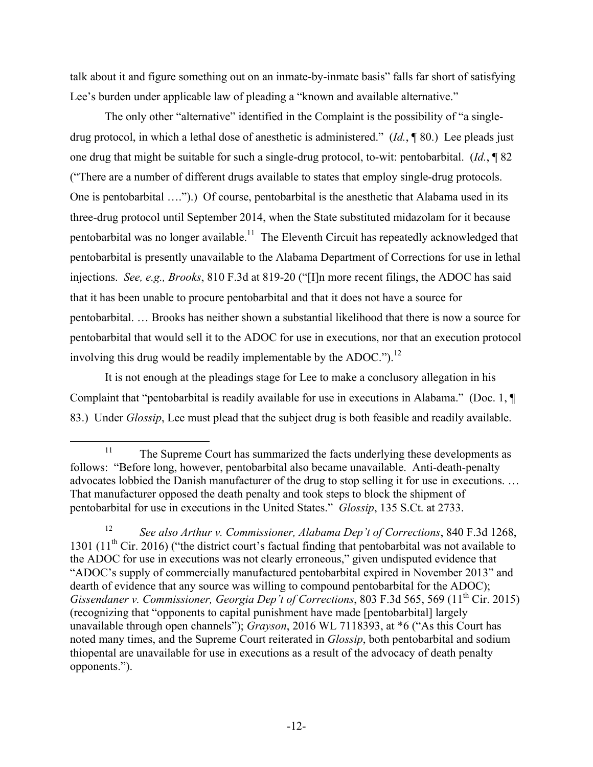talk about it and figure something out on an inmate-by-inmate basis" falls far short of satisfying Lee's burden under applicable law of pleading a "known and available alternative."

The only other "alternative" identified in the Complaint is the possibility of "a single-drug protocol, in which a lethal dose of anesthetic is administered." (*Id.*, ¶ 80.) Lee pleads just one drug that might be suitable for such a single-drug protocol, to-wit: pentobarbital. (*Id.*, ¶ 82 ("There are a number of different drugs available to states that employ single-drug protocols. One is pentobarbital ….").) Of course, pentobarbital is the anesthetic that Alabama used in its three-drug protocol until September 2014, when the State substituted midazolam for it because pentobarbital was no longer available.[11] The Eleventh Circuit has repeatedly acknowledged that pentobarbital is presently unavailable to the Alabama Department of Corrections for use in lethal injections. *See, e.g., Brooks*, 810 F.3d at 819-20 ("[I]n more recent filings, the ADOC has said that it has been unable to procure pentobarbital and that it does not have a source for pentobarbital. … Brooks has neither shown a substantial likelihood that there is now a source for pentobarbital that would sell it to the ADOC for use in executions, nor that an execution protocol involving this drug would be readily implementable by the ADOC.").[12]

It is not enough at the pleadings stage for Lee to make a conclusory allegation in his Complaint that "pentobarbital is readily available for use in executions in Alabama." (Doc. 1, ¶ 83.) Under *Glossip*, Lee must plead that the subject drug is both feasible and readily available.

---

[11] The Supreme Court has summarized the facts underlying these developments as follows: "Before long, however, pentobarbital also became unavailable. Anti-death-penalty advocates lobbied the Danish manufacturer of the drug to stop selling it for use in executions. … That manufacturer opposed the death penalty and took steps to block the shipment of pentobarbital for use in executions in the United States." *Glossip*, 135 S.Ct. at 2733.

[12] *See also Arthur v. Commissioner, Alabama Dep't of Corrections*, 840 F.3d 1268, 1301 (11th Cir. 2016) ("the district court's factual finding that pentobarbital was not available to the ADOC for use in executions was not clearly erroneous," given undisputed evidence that "ADOC's supply of commercially manufactured pentobarbital expired in November 2013" and dearth of evidence that any source was willing to compound pentobarbital for the ADOC); *Gissendaner v. Commissioner, Georgia Dep't of Corrections*, 803 F.3d 565, 569 (11th Cir. 2015) (recognizing that "opponents to capital punishment have made [pentobarbital] largely unavailable through open channels"); *Grayson*, 2016 WL 7118393, at *6 ("As this Court has noted many times, and the Supreme Court reiterated in *Glossip*, both pentobarbital and sodium thiopental are unavailable for use in executions as a result of the advocacy of death penalty opponents.").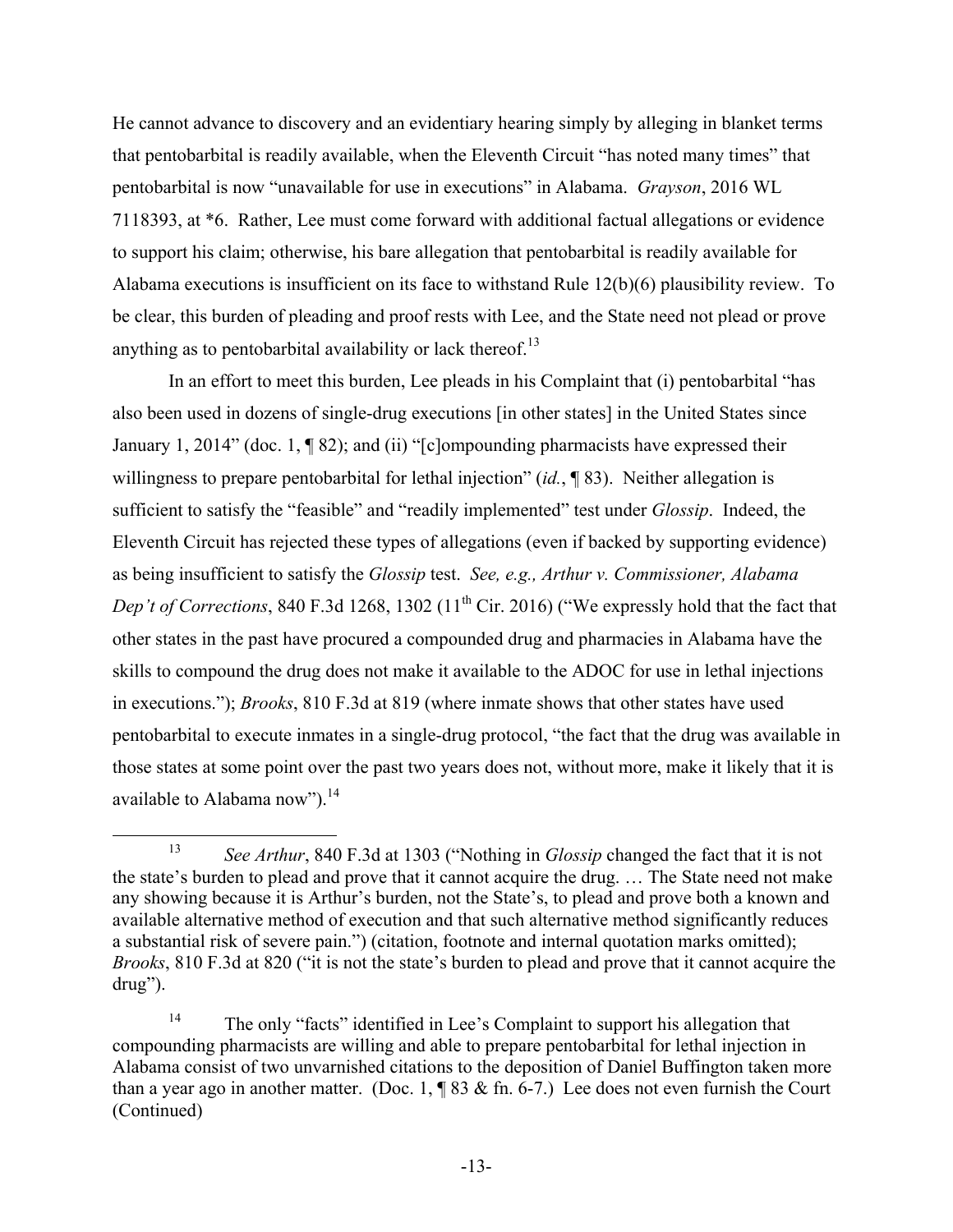He cannot advance to discovery and an evidentiary hearing simply by alleging in blanket terms that pentobarbital is readily available, when the Eleventh Circuit "has noted many times" that pentobarbital is now "unavailable for use in executions" in Alabama. *Grayson*, 2016 WL 7118393, at *6. Rather, Lee must come forward with additional factual allegations or evidence to support his claim; otherwise, his bare allegation that pentobarbital is readily available for Alabama executions is insufficient on its face to withstand Rule 12(b)(6) plausibility review. To be clear, this burden of pleading and proof rests with Lee, and the State need not plead or prove anything as to pentobarbital availability or lack thereof.[13]

In an effort to meet this burden, Lee pleads in his Complaint that (i) pentobarbital "has also been used in dozens of single-drug executions [in other states] in the United States since January 1, 2014" (doc. 1, ¶ 82); and (ii) "[c]ompounding pharmacists have expressed their willingness to prepare pentobarbital for lethal injection" (*id.*, ¶ 83). Neither allegation is sufficient to satisfy the "feasible" and "readily implemented" test under *Glossip*. Indeed, the Eleventh Circuit has rejected these types of allegations (even if backed by supporting evidence) as being insufficient to satisfy the *Glossip* test. *See, e.g., Arthur v. Commissioner, Alabama Dep't of Corrections*, 840 F.3d 1268, 1302 (11th Cir. 2016) ("We expressly hold that the fact that other states in the past have procured a compounded drug and pharmacies in Alabama have the skills to compound the drug does not make it available to the ADOC for use in lethal injections in executions."); *Brooks*, 810 F.3d at 819 (where inmate shows that other states have used pentobarbital to execute inmates in a single-drug protocol, "the fact that the drug was available in those states at some point over the past two years does not, without more, make it likely that it is available to Alabama now").[14]

---

[13] *See Arthur*, 840 F.3d at 1303 ("Nothing in *Glossip* changed the fact that it is not the state's burden to plead and prove that it cannot acquire the drug. … The State need not make any showing because it is Arthur's burden, not the State's, to plead and prove both a known and available alternative method of execution and that such alternative method significantly reduces a substantial risk of severe pain.") (citation, footnote and internal quotation marks omitted); *Brooks*, 810 F.3d at 820 ("it is not the state's burden to plead and prove that it cannot acquire the drug").

[14] The only "facts" identified in Lee's Complaint to support his allegation that compounding pharmacists are willing and able to prepare pentobarbital for lethal injection in Alabama consist of two unvarnished citations to the deposition of Daniel Buffington taken more than a year ago in another matter. (Doc. 1, ¶ 83 & fn. 6-7.) Lee does not even furnish the Court (Continued)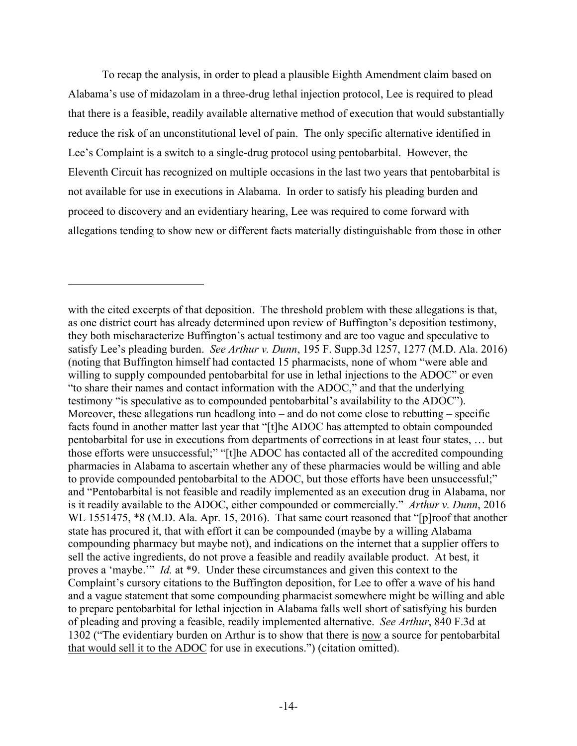To recap the analysis, in order to plead a plausible Eighth Amendment claim based on Alabama's use of midazolam in a three-drug lethal injection protocol, Lee is required to plead that there is a feasible, readily available alternative method of execution that would substantially reduce the risk of an unconstitutional level of pain. The only specific alternative identified in Lee's Complaint is a switch to a single-drug protocol using pentobarbital. However, the Eleventh Circuit has recognized on multiple occasions in the last two years that pentobarbital is not available for use in executions in Alabama. In order to satisfy his pleading burden and proceed to discovery and an evidentiary hearing, Lee was required to come forward with allegations tending to show new or different facts materially distinguishable from those in other

---

with the cited excerpts of that deposition. The threshold problem with these allegations is that, as one district court has already determined upon review of Buffington's deposition testimony, they both mischaracterize Buffington's actual testimony and are too vague and speculative to satisfy Lee's pleading burden. *See Arthur v. Dunn*, 195 F. Supp.3d 1257, 1277 (M.D. Ala. 2016) (noting that Buffington himself had contacted 15 pharmacists, none of whom "were able and willing to supply compounded pentobarbital for use in lethal injections to the ADOC" or even "to share their names and contact information with the ADOC," and that the underlying testimony "is speculative as to compounded pentobarbital's availability to the ADOC"). Moreover, these allegations run headlong into – and do not come close to rebutting – specific facts found in another matter last year that "[t]he ADOC has attempted to obtain compounded pentobarbital for use in executions from departments of corrections in at least four states, … but those efforts were unsuccessful;" "[t]he ADOC has contacted all of the accredited compounding pharmacies in Alabama to ascertain whether any of these pharmacies would be willing and able to provide compounded pentobarbital to the ADOC, but those efforts have been unsuccessful;" and "Pentobarbital is not feasible and readily implemented as an execution drug in Alabama, nor is it readily available to the ADOC, either compounded or commercially." *Arthur v. Dunn*, 2016 WL 1551475, *8 (M.D. Ala. Apr. 15, 2016). That same court reasoned that "[p]roof that another state has procured it, that with effort it can be compounded (maybe by a willing Alabama compounding pharmacy but maybe not), and indications on the internet that a supplier offers to sell the active ingredients, do not prove a feasible and readily available product. At best, it proves a 'maybe.'" *Id.* at *9. Under these circumstances and given this context to the Complaint's cursory citations to the Buffington deposition, for Lee to offer a wave of his hand and a vague statement that some compounding pharmacist somewhere might be willing and able to prepare pentobarbital for lethal injection in Alabama falls well short of satisfying his burden of pleading and proving a feasible, readily implemented alternative. *See Arthur*, 840 F.3d at 1302 ("The evidentiary burden on Arthur is to show that there is <u>now</u> a source for pentobarbital <u>that would sell it to the ADOC</u> for use in executions.") (citation omitted).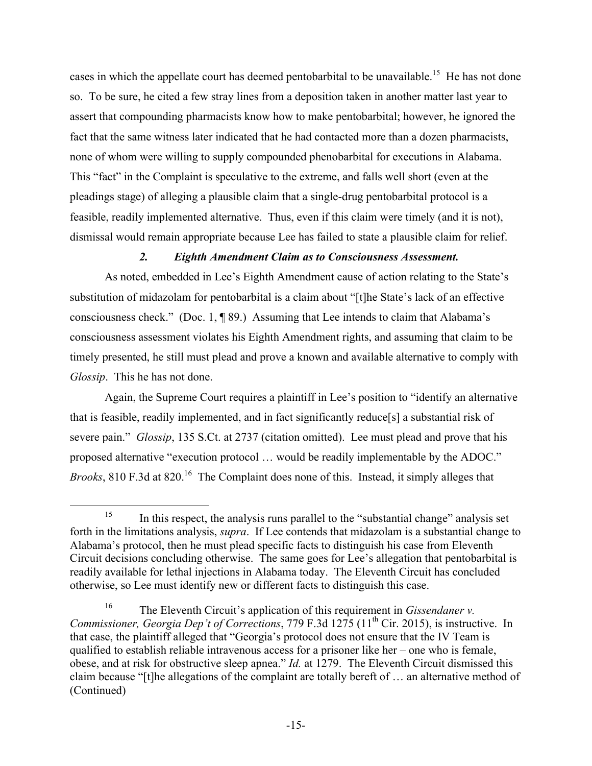cases in which the appellate court has deemed pentobarbital to be unavailable.[15] He has not done so. To be sure, he cited a few stray lines from a deposition taken in another matter last year to assert that compounding pharmacists know how to make pentobarbital; however, he ignored the fact that the same witness later indicated that he had contacted more than a dozen pharmacists, none of whom were willing to supply compounded phenobarbital for executions in Alabama. This "fact" in the Complaint is speculative to the extreme, and falls well short (even at the pleadings stage) of alleging a plausible claim that a single-drug pentobarbital protocol is a feasible, readily implemented alternative. Thus, even if this claim were timely (and it is not), dismissal would remain appropriate because Lee has failed to state a plausible claim for relief.

### *2. Eighth Amendment Claim as to Consciousness Assessment.*

As noted, embedded in Lee's Eighth Amendment cause of action relating to the State's substitution of midazolam for pentobarbital is a claim about "[t]he State's lack of an effective consciousness check." (Doc. 1, ¶ 89.) Assuming that Lee intends to claim that Alabama's consciousness assessment violates his Eighth Amendment rights, and assuming that claim to be timely presented, he still must plead and prove a known and available alternative to comply with *Glossip*. This he has not done.

Again, the Supreme Court requires a plaintiff in Lee's position to "identify an alternative that is feasible, readily implemented, and in fact significantly reduce[s] a substantial risk of severe pain." *Glossip*, 135 S.Ct. at 2737 (citation omitted). Lee must plead and prove that his proposed alternative "execution protocol … would be readily implementable by the ADOC." *Brooks*, 810 F.3d at 820.[16] The Complaint does none of this. Instead, it simply alleges that

---

[15] In this respect, the analysis runs parallel to the "substantial change" analysis set forth in the limitations analysis, *supra*. If Lee contends that midazolam is a substantial change to Alabama's protocol, then he must plead specific facts to distinguish his case from Eleventh Circuit decisions concluding otherwise. The same goes for Lee's allegation that pentobarbital is readily available for lethal injections in Alabama today. The Eleventh Circuit has concluded otherwise, so Lee must identify new or different facts to distinguish this case.

[16] The Eleventh Circuit's application of this requirement in *Gissendaner v. Commissioner, Georgia Dep't of Corrections*, 779 F.3d 1275 (11th Cir. 2015), is instructive. In that case, the plaintiff alleged that "Georgia's protocol does not ensure that the IV Team is qualified to establish reliable intravenous access for a prisoner like her – one who is female, obese, and at risk for obstructive sleep apnea." *Id.* at 1279. The Eleventh Circuit dismissed this claim because "[t]he allegations of the complaint are totally bereft of … an alternative method of (Continued)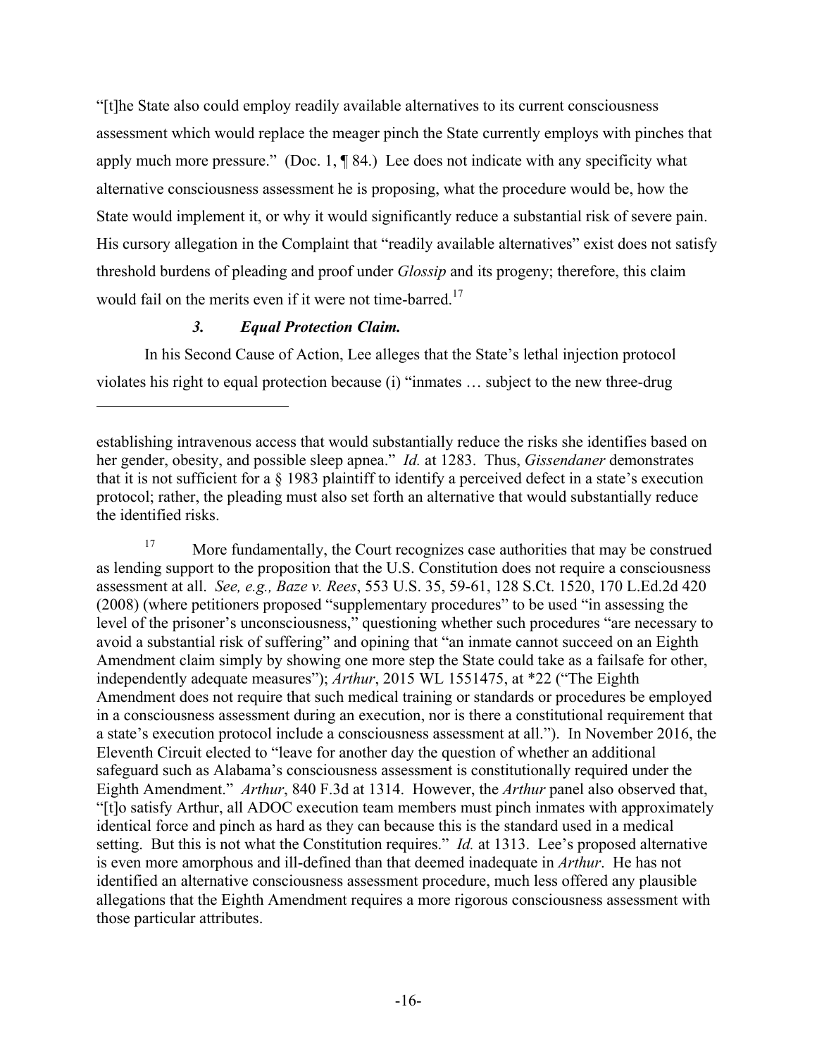"[t]he State also could employ readily available alternatives to its current consciousness assessment which would replace the meager pinch the State currently employs with pinches that apply much more pressure." (Doc. 1, ¶ 84.) Lee does not indicate with any specificity what alternative consciousness assessment he is proposing, what the procedure would be, how the State would implement it, or why it would significantly reduce a substantial risk of severe pain. His cursory allegation in the Complaint that "readily available alternatives" exist does not satisfy threshold burdens of pleading and proof under *Glossip* and its progeny; therefore, this claim would fail on the merits even if it were not time-barred.[17]

### *3. Equal Protection Claim.*

In his Second Cause of Action, Lee alleges that the State's lethal injection protocol violates his right to equal protection because (i) "inmates … subject to the new three-drug

---

establishing intravenous access that would substantially reduce the risks she identifies based on her gender, obesity, and possible sleep apnea." *Id.* at 1283. Thus, *Gissendaner* demonstrates that it is not sufficient for a § 1983 plaintiff to identify a perceived defect in a state's execution protocol; rather, the pleading must also set forth an alternative that would substantially reduce the identified risks.

[17] More fundamentally, the Court recognizes case authorities that may be construed as lending support to the proposition that the U.S. Constitution does not require a consciousness assessment at all. *See, e.g., Baze v. Rees*, 553 U.S. 35, 59-61, 128 S.Ct. 1520, 170 L.Ed.2d 420 (2008) (where petitioners proposed "supplementary procedures" to be used "in assessing the level of the prisoner's unconsciousness," questioning whether such procedures "are necessary to avoid a substantial risk of suffering" and opining that "an inmate cannot succeed on an Eighth Amendment claim simply by showing one more step the State could take as a failsafe for other, independently adequate measures"); *Arthur*, 2015 WL 1551475, at *22 ("The Eighth Amendment does not require that such medical training or standards or procedures be employed in a consciousness assessment during an execution, nor is there a constitutional requirement that a state's execution protocol include a consciousness assessment at all."). In November 2016, the Eleventh Circuit elected to "leave for another day the question of whether an additional safeguard such as Alabama's consciousness assessment is constitutionally required under the Eighth Amendment." *Arthur*, 840 F.3d at 1314. However, the *Arthur* panel also observed that, "[t]o satisfy Arthur, all ADOC execution team members must pinch inmates with approximately identical force and pinch as hard as they can because this is the standard used in a medical setting. But this is not what the Constitution requires." *Id.* at 1313. Lee's proposed alternative is even more amorphous and ill-defined than that deemed inadequate in *Arthur*. He has not identified an alternative consciousness assessment procedure, much less offered any plausible allegations that the Eighth Amendment requires a more rigorous consciousness assessment with those particular attributes.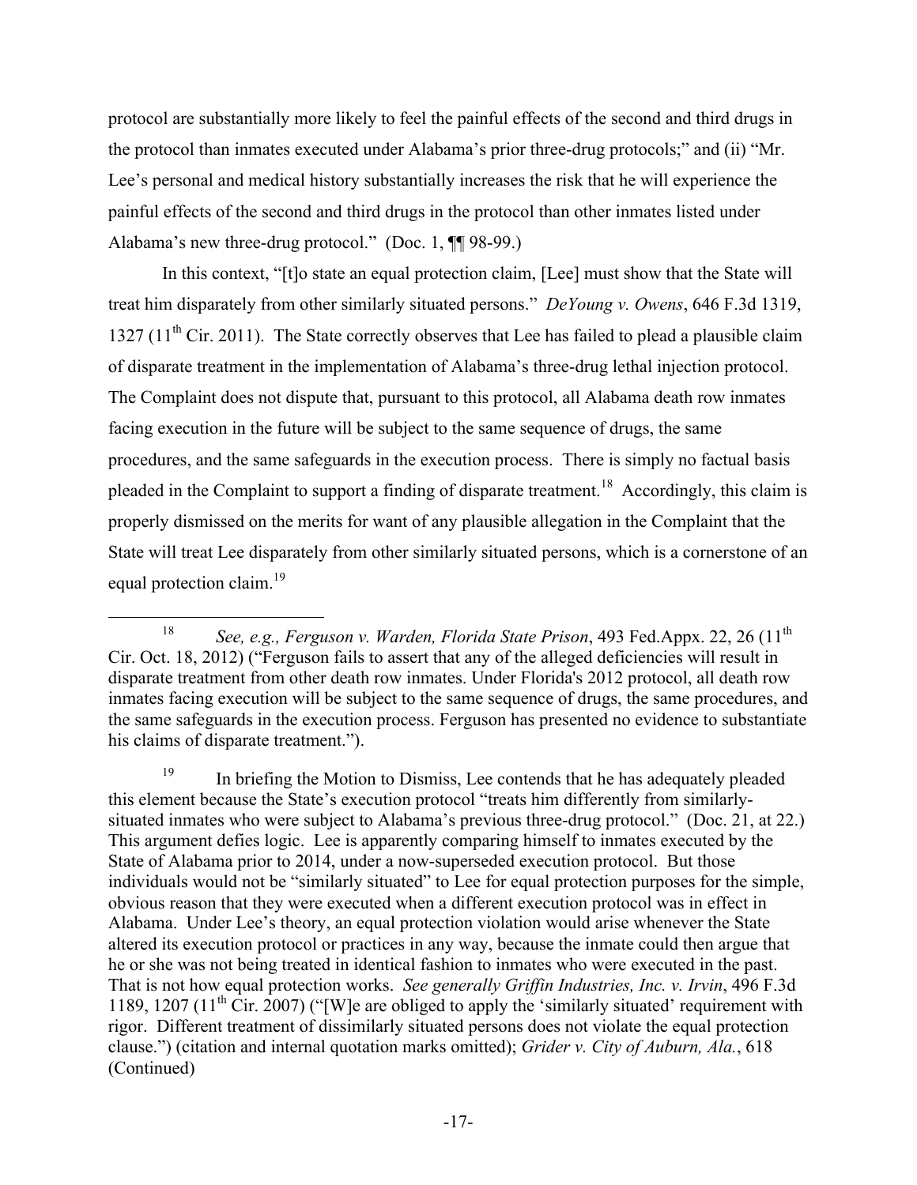protocol are substantially more likely to feel the painful effects of the second and third drugs in the protocol than inmates executed under Alabama's prior three-drug protocols;" and (ii) "Mr. Lee's personal and medical history substantially increases the risk that he will experience the painful effects of the second and third drugs in the protocol than other inmates listed under Alabama's new three-drug protocol." (Doc. 1, ¶¶ 98-99.)

In this context, "[t]o state an equal protection claim, [Lee] must show that the State will treat him disparately from other similarly situated persons." *DeYoung v. Owens*, 646 F.3d 1319, 1327 (11th Cir. 2011). The State correctly observes that Lee has failed to plead a plausible claim of disparate treatment in the implementation of Alabama's three-drug lethal injection protocol. The Complaint does not dispute that, pursuant to this protocol, all Alabama death row inmates facing execution in the future will be subject to the same sequence of drugs, the same procedures, and the same safeguards in the execution process. There is simply no factual basis pleaded in the Complaint to support a finding of disparate treatment.[18] Accordingly, this claim is properly dismissed on the merits for want of any plausible allegation in the Complaint that the State will treat Lee disparately from other similarly situated persons, which is a cornerstone of an equal protection claim.[19]

---

[18] *See, e.g., Ferguson v. Warden, Florida State Prison*, 493 Fed.Appx. 22, 26 (11th Cir. Oct. 18, 2012) ("Ferguson fails to assert that any of the alleged deficiencies will result in disparate treatment from other death row inmates. Under Florida's 2012 protocol, all death row inmates facing execution will be subject to the same sequence of drugs, the same procedures, and the same safeguards in the execution process. Ferguson has presented no evidence to substantiate his claims of disparate treatment.").

[19] In briefing the Motion to Dismiss, Lee contends that he has adequately pleaded this element because the State's execution protocol "treats him differently from similarly-situated inmates who were subject to Alabama's previous three-drug protocol." (Doc. 21, at 22.) This argument defies logic. Lee is apparently comparing himself to inmates executed by the State of Alabama prior to 2014, under a now-superseded execution protocol. But those individuals would not be "similarly situated" to Lee for equal protection purposes for the simple, obvious reason that they were executed when a different execution protocol was in effect in Alabama. Under Lee's theory, an equal protection violation would arise whenever the State altered its execution protocol or practices in any way, because the inmate could then argue that he or she was not being treated in identical fashion to inmates who were executed in the past. That is not how equal protection works. *See generally Griffin Industries, Inc. v. Irvin*, 496 F.3d 1189, 1207 (11th Cir. 2007) ("[W]e are obliged to apply the 'similarly situated' requirement with rigor. Different treatment of dissimilarly situated persons does not violate the equal protection clause.") (citation and internal quotation marks omitted); *Grider v. City of Auburn, Ala.*, 618 (Continued)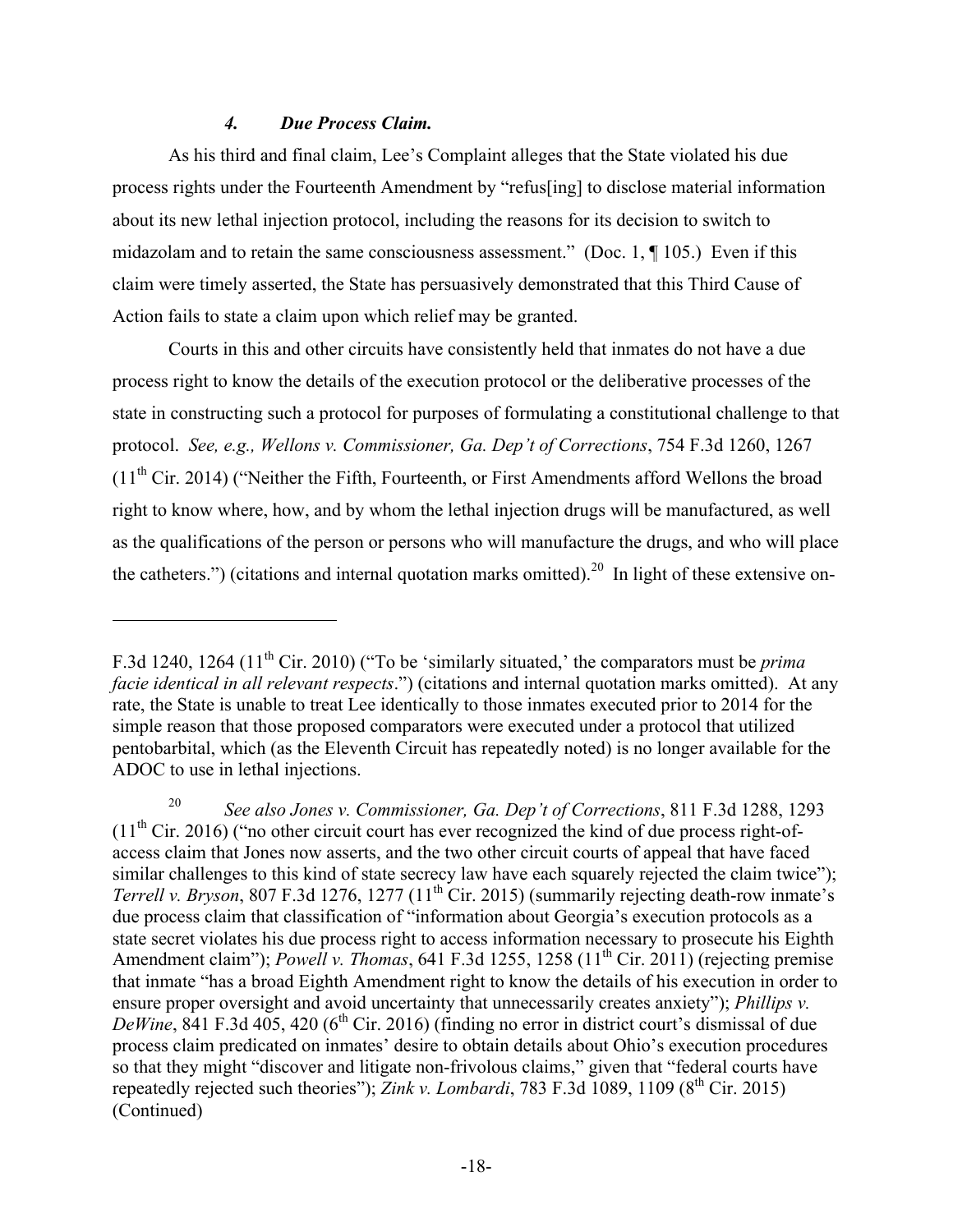#### *4. Due Process Claim.*

As his third and final claim, Lee's Complaint alleges that the State violated his due process rights under the Fourteenth Amendment by "refus[ing] to disclose material information about its new lethal injection protocol, including the reasons for its decision to switch to midazolam and to retain the same consciousness assessment." (Doc. 1, ¶ 105.) Even if this claim were timely asserted, the State has persuasively demonstrated that this Third Cause of Action fails to state a claim upon which relief may be granted.

Courts in this and other circuits have consistently held that inmates do not have a due process right to know the details of the execution protocol or the deliberative processes of the state in constructing such a protocol for purposes of formulating a constitutional challenge to that protocol. *See, e.g., Wellons v. Commissioner, Ga. Dep't of Corrections*, 754 F.3d 1260, 1267 (11th Cir. 2014) ("Neither the Fifth, Fourteenth, or First Amendments afford Wellons the broad right to know where, how, and by whom the lethal injection drugs will be manufactured, as well as the qualifications of the person or persons who will manufacture the drugs, and who will place the catheters.") (citations and internal quotation marks omitted).[20] In light of these extensive on-

---

F.3d 1240, 1264 (11th Cir. 2010) ("To be 'similarly situated,' the comparators must be *prima facie identical in all relevant respects*.") (citations and internal quotation marks omitted). At any rate, the State is unable to treat Lee identically to those inmates executed prior to 2014 for the simple reason that those proposed comparators were executed under a protocol that utilized pentobarbital, which (as the Eleventh Circuit has repeatedly noted) is no longer available for the ADOC to use in lethal injections.

[20] *See also Jones v. Commissioner, Ga. Dep't of Corrections*, 811 F.3d 1288, 1293 (11th Cir. 2016) ("no other circuit court has ever recognized the kind of due process right-of-access claim that Jones now asserts, and the two other circuit courts of appeal that have faced similar challenges to this kind of state secrecy law have each squarely rejected the claim twice"); *Terrell v. Bryson*, 807 F.3d 1276, 1277 (11th Cir. 2015) (summarily rejecting death-row inmate's due process claim that classification of "information about Georgia's execution protocols as a state secret violates his due process right to access information necessary to prosecute his Eighth Amendment claim"); *Powell v. Thomas*, 641 F.3d 1255, 1258 (11th Cir. 2011) (rejecting premise that inmate "has a broad Eighth Amendment right to know the details of his execution in order to ensure proper oversight and avoid uncertainty that unnecessarily creates anxiety"); *Phillips v. DeWine*, 841 F.3d 405, 420 (6th Cir. 2016) (finding no error in district court's dismissal of due process claim predicated on inmates' desire to obtain details about Ohio's execution procedures so that they might "discover and litigate non-frivolous claims," given that "federal courts have repeatedly rejected such theories"); *Zink v. Lombardi*, 783 F.3d 1089, 1109 (8th Cir. 2015) (Continued)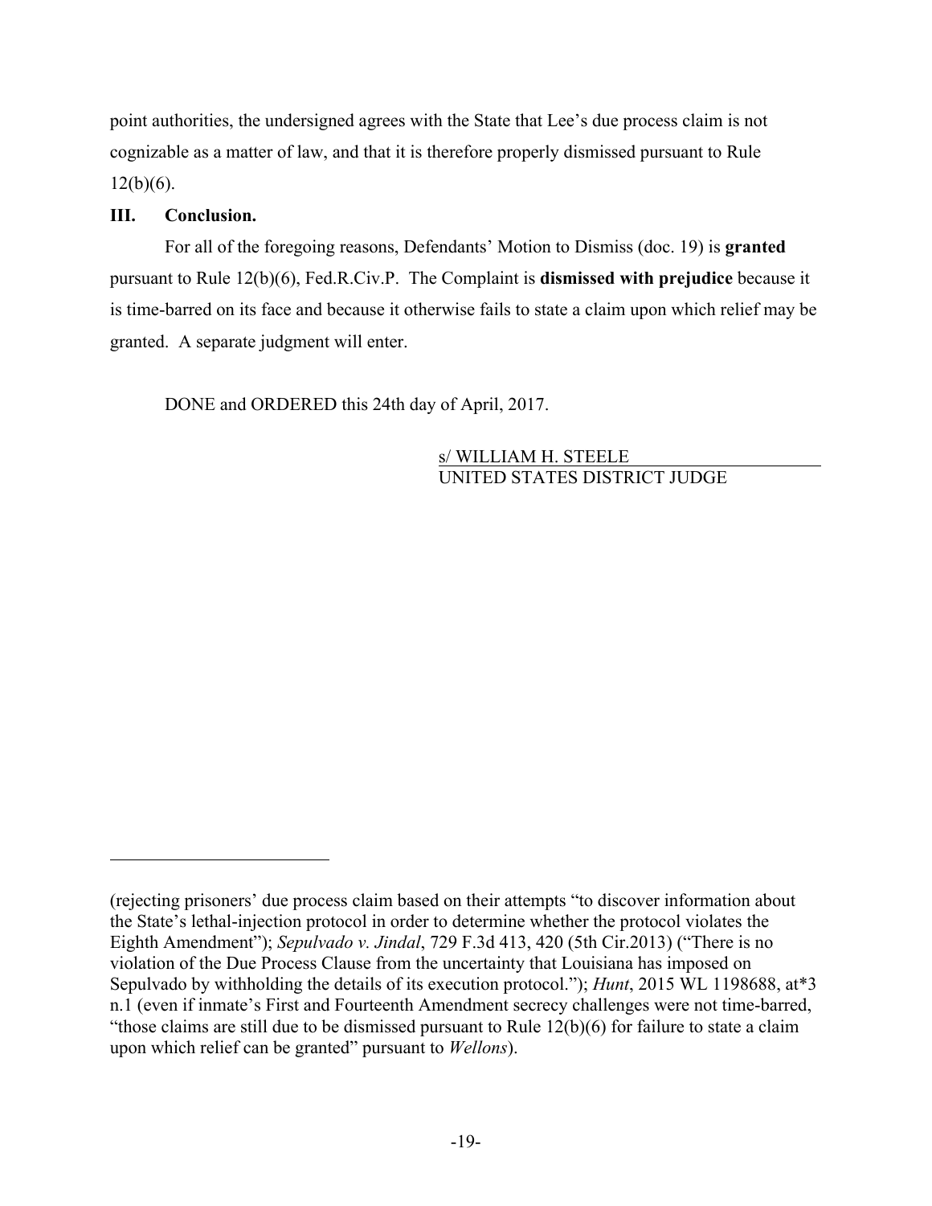point authorities, the undersigned agrees with the State that Lee's due process claim is not cognizable as a matter of law, and that it is therefore properly dismissed pursuant to Rule 12(b)(6).

## III. Conclusion.

For all of the foregoing reasons, Defendants' Motion to Dismiss (doc. 19) is **granted** pursuant to Rule 12(b)(6), Fed.R.Civ.P. The Complaint is **dismissed with prejudice** because it is time-barred on its face and because it otherwise fails to state a claim upon which relief may be granted. A separate judgment will enter.

DONE and ORDERED this 24th day of April, 2017.

s/ WILLIAM H. STEELE
UNITED STATES DISTRICT JUDGE

---

(rejecting prisoners' due process claim based on their attempts "to discover information about the State's lethal-injection protocol in order to determine whether the protocol violates the Eighth Amendment"); *Sepulvado v. Jindal*, 729 F.3d 413, 420 (5th Cir.2013) ("There is no violation of the Due Process Clause from the uncertainty that Louisiana has imposed on Sepulvado by withholding the details of its execution protocol."); *Hunt*, 2015 WL 1198688, at*3 n.1 (even if inmate's First and Fourteenth Amendment secrecy challenges were not time-barred, "those claims are still due to be dismissed pursuant to Rule 12(b)(6) for failure to state a claim upon which relief can be granted" pursuant to *Wellons*).